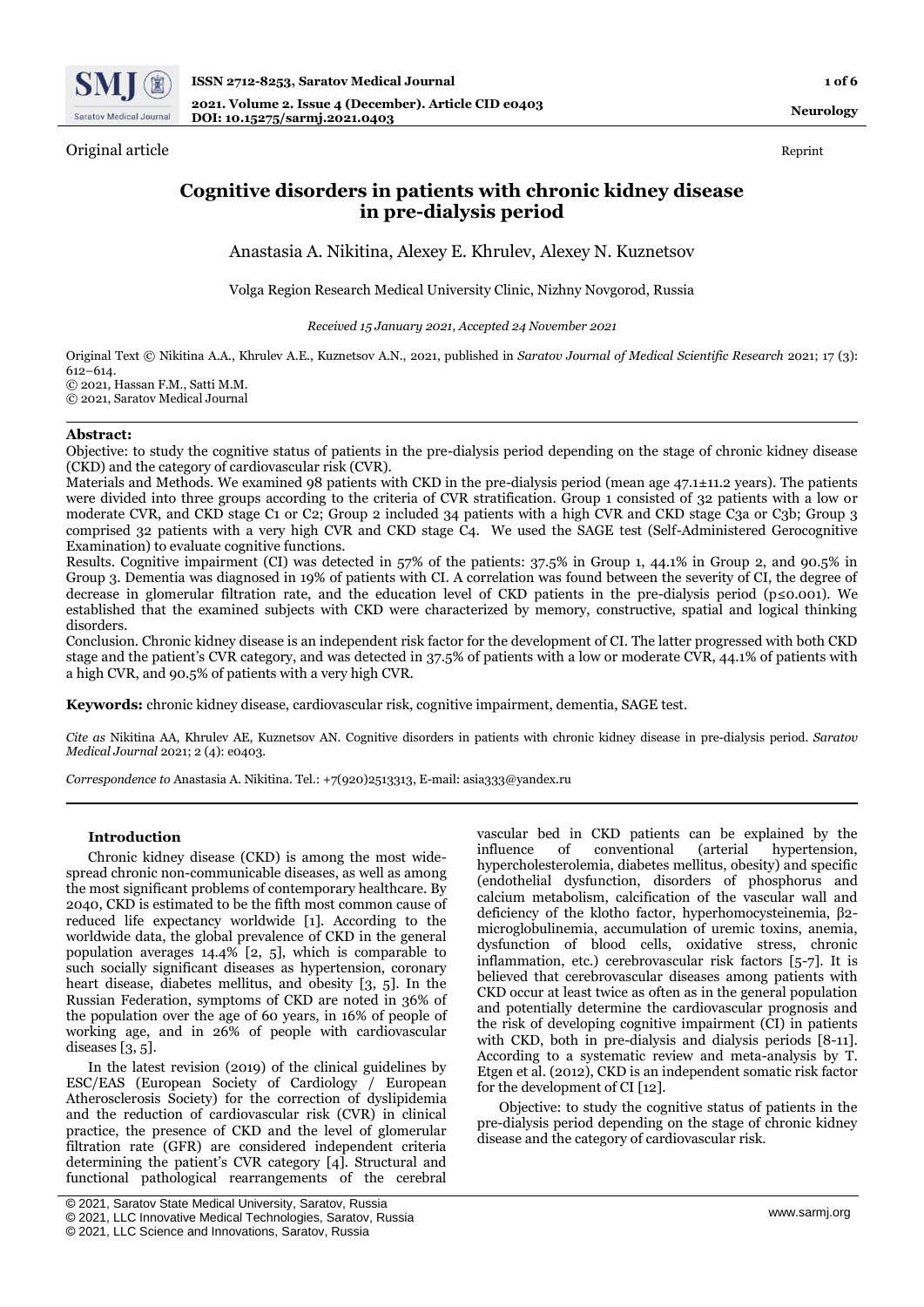Original article

Reprint

# Cognitive disorders in patients with chronic kidney disease in pre-dialysis period

Anastasia A. Nikitina, Alexey E. Khrulev, Alexey N. Kuznetsov

Volga Region Research Medical University Clinic, Nizhny Novgorod, Russia

*Received 15 January 2021, Accepted 24 November 2021*

Original Text © Nikitina A.A., Khrulev A.E., Kuznetsov A.N., 2021, published in *Saratov Journal of Medical Scientific Research* 2021; 17 (3): 612–614.
© 2021, Hassan F.M., Satti M.M.
© 2021, Saratov Medical Journal

**Abstract:**
Objective: to study the cognitive status of patients in the pre-dialysis period depending on the stage of chronic kidney disease (CKD) and the category of cardiovascular risk (CVR).
Materials and Methods. We examined 98 patients with CKD in the pre-dialysis period (mean age 47.1±11.2 years). The patients were divided into three groups according to the criteria of CVR stratification. Group 1 consisted of 32 patients with a low or moderate CVR, and CKD stage C1 or C2; Group 2 included 34 patients with a high CVR and CKD stage C3a or C3b; Group 3 comprised 32 patients with a very high CVR and CKD stage C4. We used the SAGE test (Self-Administered Gerocognitive Examination) to evaluate cognitive functions.
Results. Cognitive impairment (CI) was detected in 57% of the patients: 37.5% in Group 1, 44.1% in Group 2, and 90.5% in Group 3. Dementia was diagnosed in 19% of patients with CI. A correlation was found between the severity of CI, the degree of decrease in glomerular filtration rate, and the education level of CKD patients in the pre-dialysis period ($p \leq 0.001$). We established that the examined subjects with CKD were characterized by memory, constructive, spatial and logical thinking disorders.
Conclusion. Chronic kidney disease is an independent risk factor for the development of CI. The latter progressed with both CKD stage and the patient's CVR category, and was detected in 37.5% of patients with a low or moderate CVR, 44.1% of patients with a high CVR, and 90.5% of patients with a very high CVR.

**Keywords:** chronic kidney disease, cardiovascular risk, cognitive impairment, dementia, SAGE test.

*Cite as* Nikitina AA, Khrulev AE, Kuznetsov AN. Cognitive disorders in patients with chronic kidney disease in pre-dialysis period. *Saratov Medical Journal* 2021; 2 (4): e0403.

*Correspondence to* Anastasia A. Nikitina. Tel.: +7(920)2513313, E-mail: asia333@yandex.ru

## Introduction

Chronic kidney disease (CKD) is among the most widespread chronic non-communicable diseases, as well as among the most significant problems of contemporary healthcare. By 2040, CKD is estimated to be the fifth most common cause of reduced life expectancy worldwide [1]. According to the worldwide data, the global prevalence of CKD in the general population averages 14.4% [2, 5], which is comparable to such socially significant diseases as hypertension, coronary heart disease, diabetes mellitus, and obesity [3, 5]. In the Russian Federation, symptoms of CKD are noted in 36% of the population over the age of 60 years, in 16% of people of working age, and in 26% of people with cardiovascular diseases [3, 5].

In the latest revision (2019) of the clinical guidelines by ESC/EAS (European Society of Cardiology / European Atherosclerosis Society) for the correction of dyslipidemia and the reduction of cardiovascular risk (CVR) in clinical practice, the presence of CKD and the level of glomerular filtration rate (GFR) are considered independent criteria determining the patient's CVR category [4]. Structural and functional pathological rearrangements of the cerebral vascular bed in CKD patients can be explained by the influence of conventional (arterial hypertension, hypercholesterolemia, diabetes mellitus, obesity) and specific (endothelial dysfunction, disorders of phosphorus and calcium metabolism, calcification of the vascular wall and deficiency of the klotho factor, hyperhomocysteinemia, β2-microglobulinemia, accumulation of uremic toxins, anemia, dysfunction of blood cells, oxidative stress, chronic inflammation, etc.) cerebrovascular risk factors [5-7]. It is believed that cerebrovascular diseases among patients with CKD occur at least twice as often as in the general population and potentially determine the cardiovascular prognosis and the risk of developing cognitive impairment (CI) in patients with CKD, both in pre-dialysis and dialysis periods [8-11]. According to a systematic review and meta-analysis by T. Etgen et al. (2012), CKD is an independent somatic risk factor for the development of CI [12].

Objective: to study the cognitive status of patients in the pre-dialysis period depending on the stage of chronic kidney disease and the category of cardiovascular risk.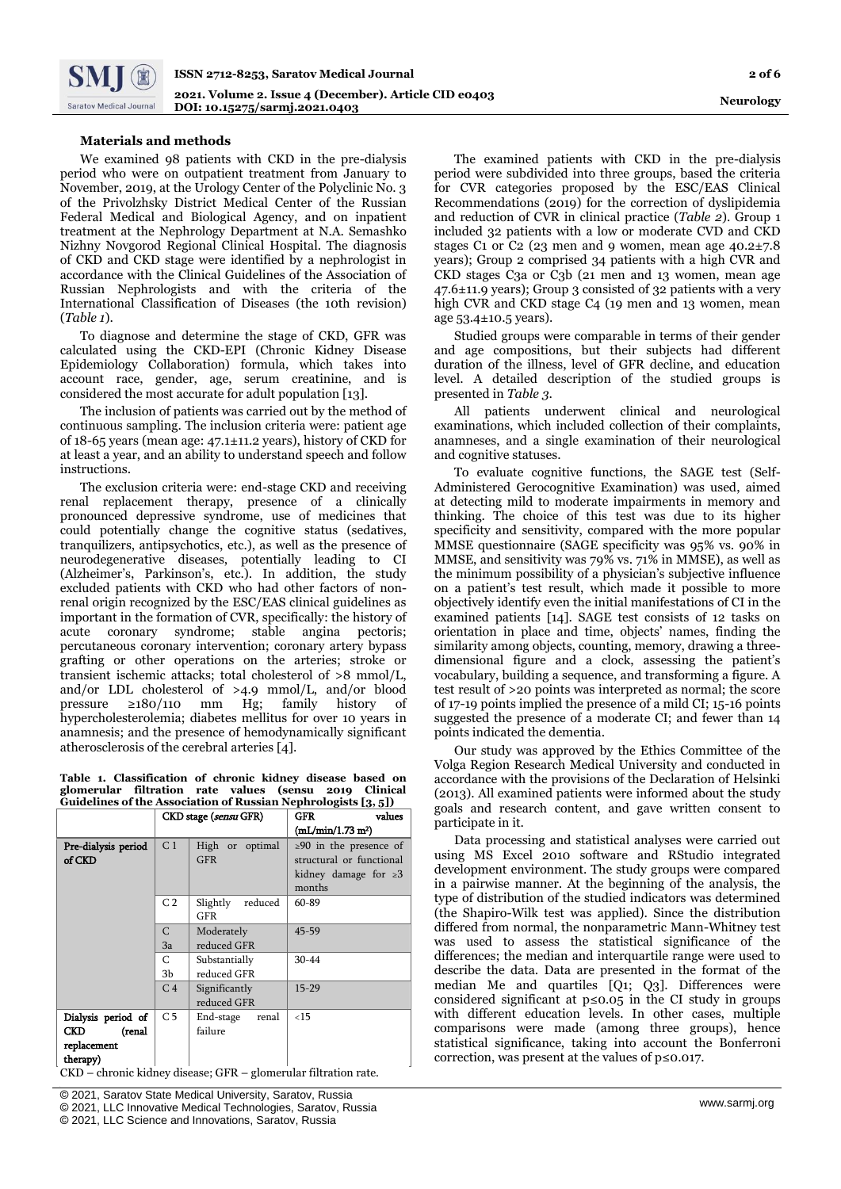### Materials and methods

We examined 98 patients with CKD in the pre-dialysis period who were on outpatient treatment from January to November, 2019, at the Urology Center of the Polyclinic No. 3 of the Privolzhsky District Medical Center of the Russian Federal Medical and Biological Agency, and on inpatient treatment at the Nephrology Department at N.A. Semashko Nizhny Novgorod Regional Clinical Hospital. The diagnosis of CKD and CKD stage were identified by a nephrologist in accordance with the Clinical Guidelines of the Association of Russian Nephrologists and with the criteria of the International Classification of Diseases (the 10th revision) (*Table 1*).

To diagnose and determine the stage of CKD, GFR was calculated using the CKD-EPI (Chronic Kidney Disease Epidemiology Collaboration) formula, which takes into account race, gender, age, serum creatinine, and is considered the most accurate for adult population [13].

The inclusion of patients was carried out by the method of continuous sampling. The inclusion criteria were: patient age of 18-65 years (mean age: 47.1±11.2 years), history of CKD for at least a year, and an ability to understand speech and follow instructions.

The exclusion criteria were: end-stage CKD and receiving renal replacement therapy, presence of a clinically pronounced depressive syndrome, use of medicines that could potentially change the cognitive status (sedatives, tranquilizers, antipsychotics, etc.), as well as the presence of neurodegenerative diseases, potentially leading to CI (Alzheimer's, Parkinson's, etc.). In addition, the study excluded patients with CKD who had other factors of non-renal origin recognized by the ESC/EAS clinical guidelines as important in the formation of CVR, specifically: the history of acute coronary syndrome; stable angina pectoris; percutaneous coronary intervention; coronary artery bypass grafting or other operations on the arteries; stroke or transient ischemic attacks; total cholesterol of >8 mmol/L, and/or LDL cholesterol of >4.9 mmol/L, and/or blood pressure ≥180/110 mm Hg; family history of hypercholesterolemia; diabetes mellitus for over 10 years in anamnesis; and the presence of hemodynamically significant atherosclerosis of the cerebral arteries [4].

**Table 1. Classification of chronic kidney disease based on glomerular filtration rate values (sensu 2019 Clinical Guidelines of the Association of Russian Nephrologists [3, 5])**

| | CKD stage (*sensu* GFR) | | GFR values (mL/min/1.73 m²) |
|---|---|---|---|
| Pre-dialysis period of CKD | C 1 | High or optimal GFR | ≥90 in the presence of structural or functional kidney damage for ≥3 months |
| | C 2 | Slightly reduced GFR | 60-89 |
| | C 3a | Moderately reduced GFR | 45-59 |
| | C 3b | Substantially reduced GFR | 30-44 |
| | C 4 | Significantly reduced GFR | 15-29 |
| Dialysis period of CKD (renal replacement therapy) | C 5 | End-stage renal failure | <15 |

CKD – chronic kidney disease; GFR – glomerular filtration rate.

The examined patients with CKD in the pre-dialysis period were subdivided into three groups, based the criteria for CVR categories proposed by the ESC/EAS Clinical Recommendations (2019) for the correction of dyslipidemia and reduction of CVR in clinical practice (*Table 2*). Group 1 included 32 patients with a low or moderate CVD and CKD stages C1 or C2 (23 men and 9 women, mean age 40.2±7.8 years); Group 2 comprised 34 patients with a high CVR and CKD stages C3a or C3b (21 men and 13 women, mean age 47.6±11.9 years); Group 3 consisted of 32 patients with a very high CVR and CKD stage C4 (19 men and 13 women, mean age 53.4±10.5 years).

Studied groups were comparable in terms of their gender and age compositions, but their subjects had different duration of the illness, level of GFR decline, and education level. A detailed description of the studied groups is presented in *Table 3*.

All patients underwent clinical and neurological examinations, which included collection of their complaints, anamneses, and a single examination of their neurological and cognitive statuses.

To evaluate cognitive functions, the SAGE test (Self-Administered Gerocognitive Examination) was used, aimed at detecting mild to moderate impairments in memory and thinking. The choice of this test was due to its higher specificity and sensitivity, compared with the more popular MMSE questionnaire (SAGE specificity was 95% vs. 90% in MMSE, and sensitivity was 79% vs. 71% in MMSE), as well as the minimum possibility of a physician's subjective influence on a patient's test result, which made it possible to more objectively identify even the initial manifestations of CI in the examined patients [14]. SAGE test consists of 12 tasks on orientation in place and time, objects' names, finding the similarity among objects, counting, memory, drawing a three-dimensional figure and a clock, assessing the patient's vocabulary, building a sequence, and transforming a figure. A test result of >20 points was interpreted as normal; the score of 17-19 points implied the presence of a mild CI; 15-16 points suggested the presence of a moderate CI; and fewer than 14 points indicated the dementia.

Our study was approved by the Ethics Committee of the Volga Region Research Medical University and conducted in accordance with the provisions of the Declaration of Helsinki (2013). All examined patients were informed about the study goals and research content, and gave written consent to participate in it.

Data processing and statistical analyses were carried out using MS Excel 2010 software and RStudio integrated development environment. The study groups were compared in a pairwise manner. At the beginning of the analysis, the type of distribution of the studied indicators was determined (the Shapiro-Wilk test was applied). Since the distribution differed from normal, the nonparametric Mann-Whitney test was used to assess the statistical significance of the differences; the median and interquartile range were used to describe the data. Data are presented in the format of the median Me and quartiles [Q1; Q3]. Differences were considered significant at $p \leq 0.05$ in the CI study in groups with different education levels. In other cases, multiple comparisons were made (among three groups), hence statistical significance, taking into account the Bonferroni correction, was present at the values of $p \leq 0.017$.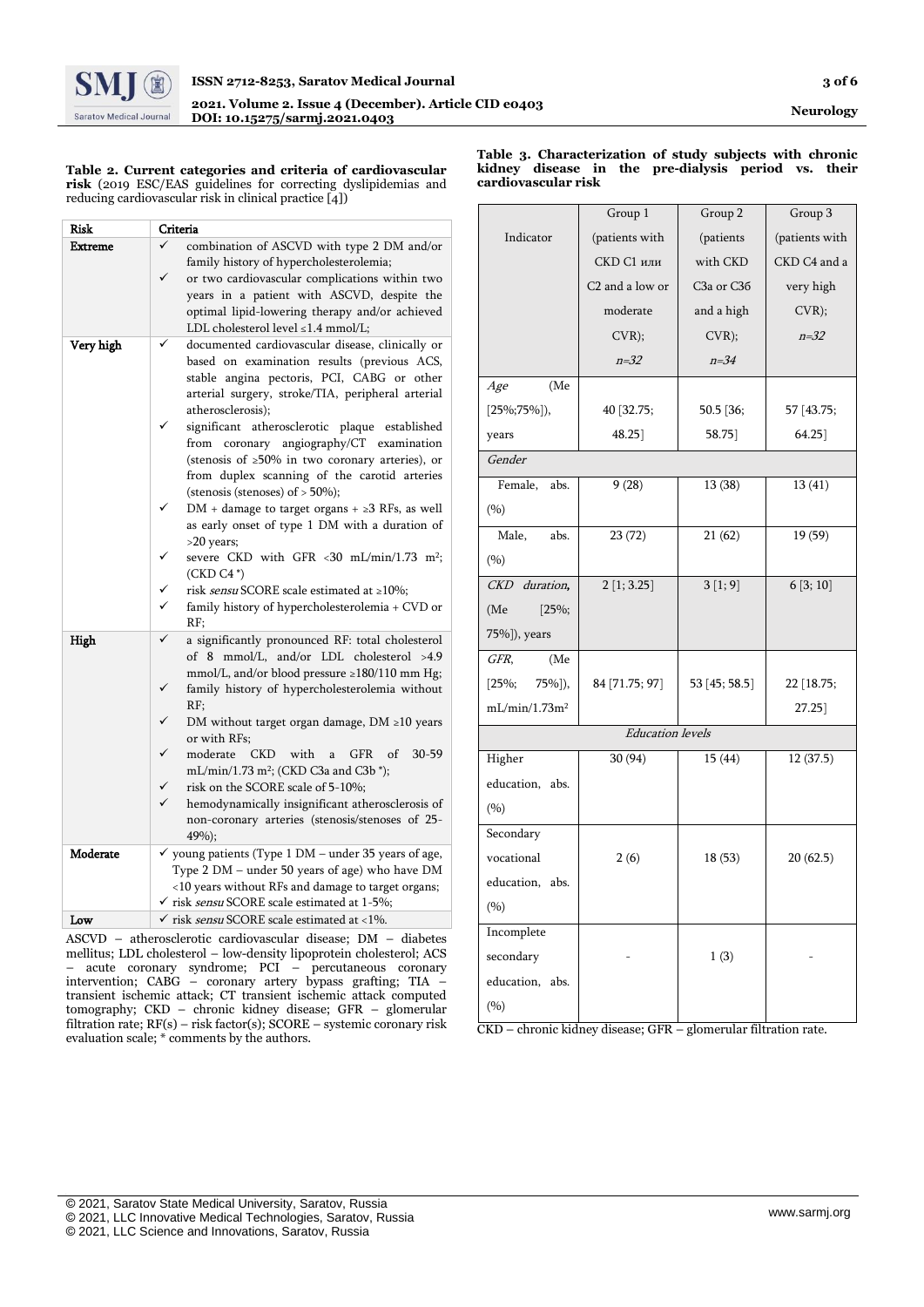**Table 2. Current categories and criteria of cardiovascular risk** (2019 ESC/EAS guidelines for correcting dyslipidemias and reducing cardiovascular risk in clinical practice [4])

| Risk | Criteria |
|---|---|
| Extreme | ✓ combination of ASCVD with type 2 DM and/or family history of hypercholesterolemia;<br>✓ or two cardiovascular complications within two years in a patient with ASCVD, despite the optimal lipid-lowering therapy and/or achieved LDL cholesterol level ≤1.4 mmol/L; |
| Very high | ✓ documented cardiovascular disease, clinically or based on examination results (previous ACS, stable angina pectoris, PCI, CABG or other arterial surgery, stroke/TIA, peripheral arterial atherosclerosis);<br>✓ significant atherosclerotic plaque established from coronary angiography/CT examination (stenosis of ≥50% in two coronary arteries), or from duplex scanning of the carotid arteries (stenosis (stenoses) of > 50%);<br>✓ DM + damage to target organs + ≥3 RFs, as well as early onset of type 1 DM with a duration of >20 years;<br>✓ severe CKD with GFR <30 mL/min/1.73 m²; (CKD C4 *)<br>✓ risk *sensu* SCORE scale estimated at ≥10%;<br>✓ family history of hypercholesterolemia + CVD or RF; |
| High | ✓ a significantly pronounced RF: total cholesterol of 8 mmol/L, and/or LDL cholesterol >4.9 mmol/L, and/or blood pressure ≥180/110 mm Hg;<br>✓ family history of hypercholesterolemia without RF;<br>✓ DM without target organ damage, DM ≥10 years or with RFs;<br>✓ moderate CKD with a GFR of 30-59 mL/min/1.73 m²; (CKD C3a and C3b *);<br>✓ risk on the SCORE scale of 5-10%;<br>✓ hemodynamically insignificant atherosclerosis of non-coronary arteries (stenosis/stenoses of 25-49%); |
| Moderate | ✓ young patients (Type 1 DM – under 35 years of age, Type 2 DM – under 50 years of age) who have DM <10 years without RFs and damage to target organs;<br>✓ risk *sensu* SCORE scale estimated at 1-5%; |
| Low | ✓ risk *sensu* SCORE scale estimated at <1%. |

ASCVD – atherosclerotic cardiovascular disease; DM – diabetes mellitus; LDL cholesterol – low-density lipoprotein cholesterol; ACS – acute coronary syndrome; PCI – percutaneous coronary intervention; CABG – coronary artery bypass grafting; TIA – transient ischemic attack; CT transient ischemic attack computed tomography; CKD – chronic kidney disease; GFR – glomerular filtration rate; RF(s) – risk factor(s); SCORE – systemic coronary risk evaluation scale; * comments by the authors.

**Table 3. Characterization of study subjects with chronic kidney disease in the pre-dialysis period vs. their cardiovascular risk**

| Indicator | Group 1 (patients with CKD C1 или C2 and a low or moderate CVR); *n=32* | Group 2 (patients with CKD C3a or C3б and a high CVR); *n=34* | Group 3 (patients with CKD C4 and a very high CVR); *n=32* |
|---|---|---|---|
| *Age* (Me [25%;75%]), years | 40 [32.75; 48.25] | 50.5 [36; 58.75] | 57 [43.75; 64.25] |
| *Gender* | | | |
| Female, abs. (%) | 9 (28) | 13 (38) | 13 (41) |
| Male, abs. (%) | 23 (72) | 21 (62) | 19 (59) |
| *CKD duration*, (Me [25%; 75%]), years | 2 [1; 3.25] | 3 [1; 9] | 6 [3; 10] |
| *GFR*, (Me [25%; 75%]), mL/min/1.73m² | 84 [71.75; 97] | 53 [45; 58.5] | 22 [18.75; 27.25] |
| *Education levels* | | | |
| Higher education, abs. (%) | 30 (94) | 15 (44) | 12 (37.5) |
| Secondary vocational education, abs. (%) | 2 (6) | 18 (53) | 20 (62.5) |
| Incomplete secondary education, abs. (%) | - | 1 (3) | - |

CKD – chronic kidney disease; GFR – glomerular filtration rate.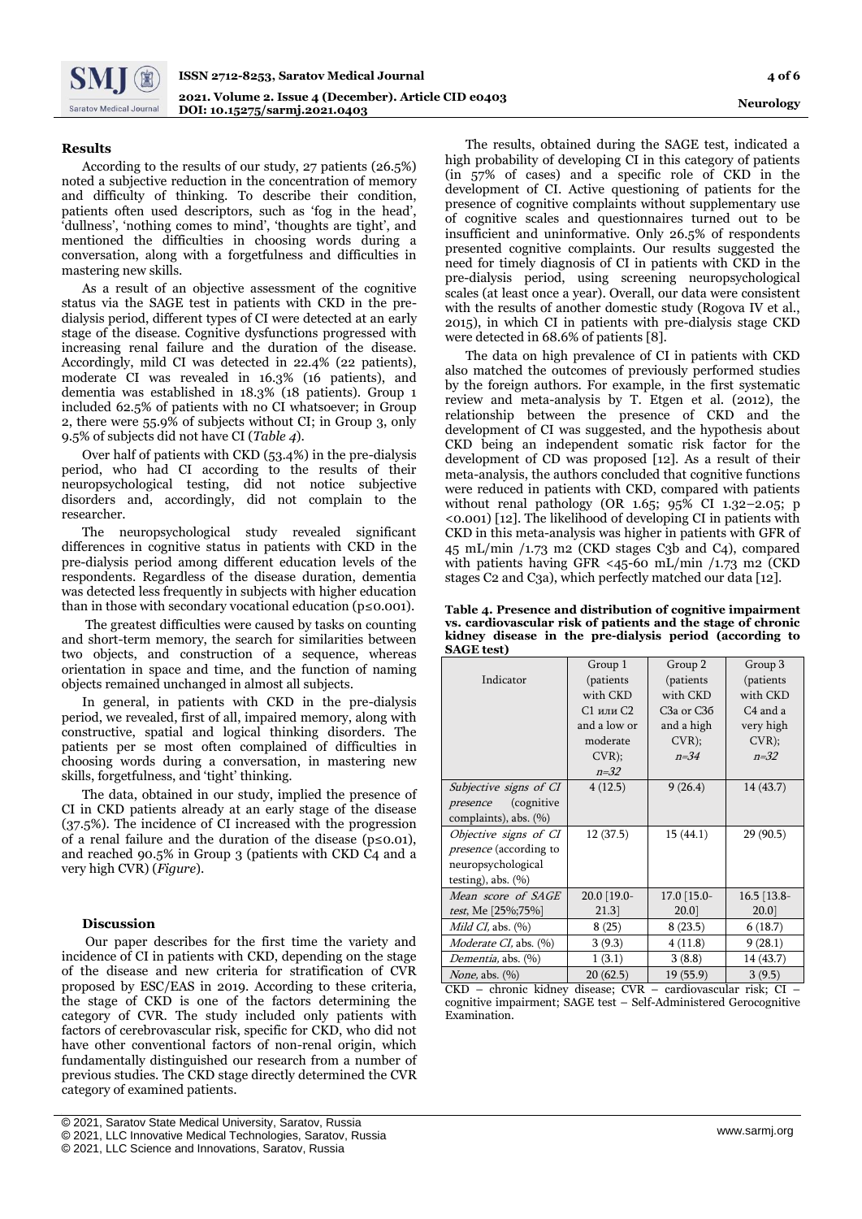## Results

According to the results of our study, 27 patients (26.5%) noted a subjective reduction in the concentration of memory and difficulty of thinking. To describe their condition, patients often used descriptors, such as 'fog in the head', 'dullness', 'nothing comes to mind', 'thoughts are tight', and mentioned the difficulties in choosing words during a conversation, along with a forgetfulness and difficulties in mastering new skills.

As a result of an objective assessment of the cognitive status via the SAGE test in patients with CKD in the pre-dialysis period, different types of CI were detected at an early stage of the disease. Cognitive dysfunctions progressed with increasing renal failure and the duration of the disease. Accordingly, mild CI was detected in 22.4% (22 patients), moderate CI was revealed in 16.3% (16 patients), and dementia was established in 18.3% (18 patients). Group 1 included 62.5% of patients with no CI whatsoever; in Group 2, there were 55.9% of subjects without CI; in Group 3, only 9.5% of subjects did not have CI (*Table 4*).

Over half of patients with CKD (53.4%) in the pre-dialysis period, who had CI according to the results of their neuropsychological testing, did not notice subjective disorders and, accordingly, did not complain to the researcher.

The neuropsychological study revealed significant differences in cognitive status in patients with CKD in the pre-dialysis period among different education levels of the respondents. Regardless of the disease duration, dementia was detected less frequently in subjects with higher education than in those with secondary vocational education ($p \leq 0.001$).

The greatest difficulties were caused by tasks on counting and short-term memory, the search for similarities between two objects, and construction of a sequence, whereas orientation in space and time, and the function of naming objects remained unchanged in almost all subjects.

In general, in patients with CKD in the pre-dialysis period, we revealed, first of all, impaired memory, along with constructive, spatial and logical thinking disorders. The patients per se most often complained of difficulties in choosing words during a conversation, in mastering new skills, forgetfulness, and 'tight' thinking.

The data, obtained in our study, implied the presence of CI in CKD patients already at an early stage of the disease (37.5%). The incidence of CI increased with the progression of a renal failure and the duration of the disease ($p \leq 0.01$), and reached 90.5% in Group 3 (patients with CKD C4 and a very high CVR) (*Figure*).

## Discussion

Our paper describes for the first time the variety and incidence of CI in patients with CKD, depending on the stage of the disease and new criteria for stratification of CVR proposed by ESC/EAS in 2019. According to these criteria, the stage of CKD is one of the factors determining the category of CVR. The study included only patients with factors of cerebrovascular risk, specific for CKD, who did not have other conventional factors of non-renal origin, which fundamentally distinguished our research from a number of previous studies. The CKD stage directly determined the CVR category of examined patients.

The results, obtained during the SAGE test, indicated a high probability of developing CI in this category of patients (in 57% of cases) and a specific role of CKD in the development of CI. Active questioning of patients for the presence of cognitive complaints without supplementary use of cognitive scales and questionnaires turned out to be insufficient and uninformative. Only 26.5% of respondents presented cognitive complaints. Our results suggested the need for timely diagnosis of CI in patients with CKD in the pre-dialysis period, using screening neuropsychological scales (at least once a year). Overall, our data were consistent with the results of another domestic study (Rogova IV et al., 2015), in which CI in patients with pre-dialysis stage CKD were detected in 68.6% of patients [8].

The data on high prevalence of CI in patients with CKD also matched the outcomes of previously performed studies by the foreign authors. For example, in the first systematic review and meta-analysis by T. Etgen et al. (2012), the relationship between the presence of CKD and the development of CI was suggested, and the hypothesis about CKD being an independent somatic risk factor for the development of CD was proposed [12]. As a result of their meta-analysis, the authors concluded that cognitive functions were reduced in patients with CKD, compared with patients without renal pathology (OR 1.65; 95% CI 1.32–2.05; $p < 0.001$) [12]. The likelihood of developing CI in patients with CKD in this meta-analysis was higher in patients with GFR of 45 mL/min /1.73 m2 (CKD stages C3b and C4), compared with patients having GFR <45-60 mL/min /1.73 m2 (CKD stages C2 and C3a), which perfectly matched our data [12].

**Table 4. Presence and distribution of cognitive impairment vs. cardiovascular risk of patients and the stage of chronic kidney disease in the pre-dialysis period (according to SAGE test)**

| Indicator | Group 1 (patients with CKD C1 или C2 and a low or moderate CVR); *n=32* | Group 2 (patients with CKD C3a or C3б and a high CVR); *n=34* | Group 3 (patients with CKD C4 and a very high CVR); *n=32* |
|---|---|---|---|
| *Subjective signs of CI presence* (cognitive complaints), abs. (%) | 4 (12.5) | 9 (26.4) | 14 (43.7) |
| *Objective signs of CI presence* (according to neuropsychological testing), abs. (%) | 12 (37.5) | 15 (44.1) | 29 (90.5) |
| *Mean score of SAGE test*, Me [25%;75%] | 20.0 [19.0-21.3] | 17.0 [15.0-20.0] | 16.5 [13.8-20.0] |
| *Mild CI*, abs. (%) | 8 (25) | 8 (23.5) | 6 (18.7) |
| *Moderate CI*, abs. (%) | 3 (9.3) | 4 (11.8) | 9 (28.1) |
| *Dementia*, abs. (%) | 1 (3.1) | 3 (8.8) | 14 (43.7) |
| *None*, abs. (%) | 20 (62.5) | 19 (55.9) | 3 (9.5) |

CKD – chronic kidney disease; CVR – cardiovascular risk; CI – cognitive impairment; SAGE test – Self-Administered Gerocognitive Examination.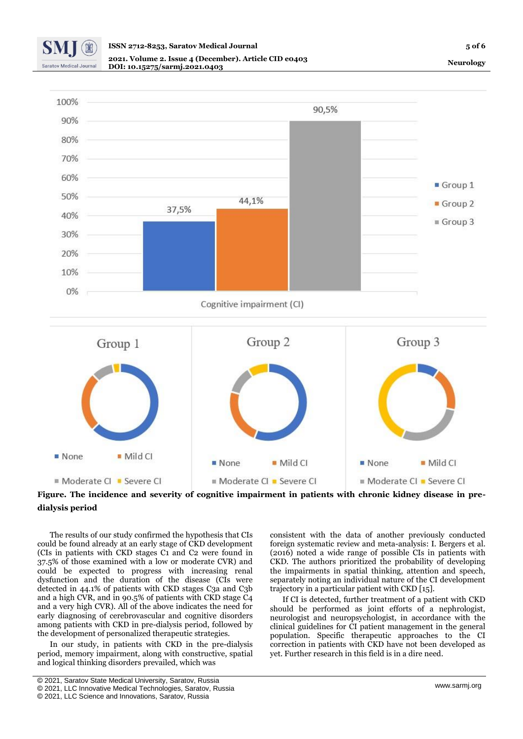**Figure. The incidence and severity of cognitive impairment in patients with chronic kidney disease in pre-dialysis period**

The results of our study confirmed the hypothesis that CIs could be found already at an early stage of CKD development (CIs in patients with CKD stages C1 and C2 were found in 37.5% of those examined with a low or moderate CVR) and could be expected to progress with increasing renal dysfunction and the duration of the disease (CIs were detected in 44.1% of patients with CKD stages C3a and C3b and a high CVR, and in 90.5% of patients with CKD stage C4 and a very high CVR). All of the above indicates the need for early diagnosing of cerebrovascular and cognitive disorders among patients with CKD in pre-dialysis period, followed by the development of personalized therapeutic strategies.

In our study, in patients with CKD in the pre-dialysis period, memory impairment, along with constructive, spatial and logical thinking disorders prevailed, which was consistent with the data of another previously conducted foreign systematic review and meta-analysis: I. Bergers et al. (2016) noted a wide range of possible CIs in patients with CKD. The authors prioritized the probability of developing the impairments in spatial thinking, attention and speech, separately noting an individual nature of the CI development trajectory in a particular patient with CKD [15].

If CI is detected, further treatment of a patient with CKD should be performed as joint efforts of a nephrologist, neurologist and neuropsychologist, in accordance with the clinical guidelines for CI patient management in the general population. Specific therapeutic approaches to the CI correction in patients with CKD have not been developed as yet. Further research in this field is in a dire need.

© 2021, Saratov State Medical University, Saratov, Russia
© 2021, LLC Innovative Medical Technologies, Saratov, Russia
© 2021, LLC Science and Innovations, Saratov, Russia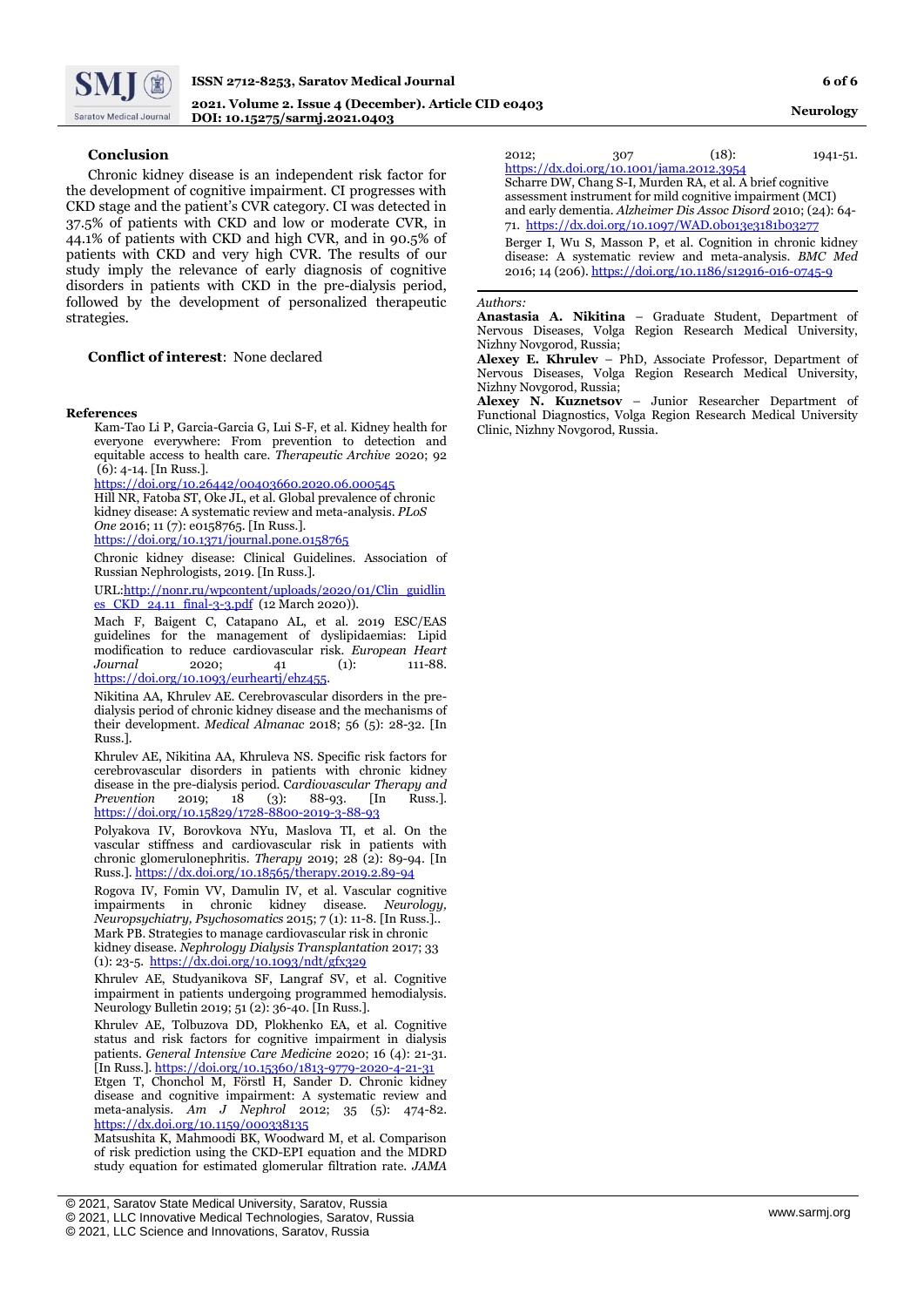## Conclusion

Chronic kidney disease is an independent risk factor for the development of cognitive impairment. CI progresses with CKD stage and the patient's CVR category. CI was detected in 37.5% of patients with CKD and low or moderate CVR, in 44.1% of patients with CKD and high CVR, and in 90.5% of patients with CKD and very high CVR. The results of our study imply the relevance of early diagnosis of cognitive disorders in patients with CKD in the pre-dialysis period, followed by the development of personalized therapeutic strategies.

**Conflict of interest**: None declared

## References

Kam-Tao Li P, Garcia-Garcia G, Lui S-F, et al. Kidney health for everyone everywhere: From prevention to detection and equitable access to health care. *Therapeutic Archive* 2020; 92 (6): 4-14. [In Russ.]. https://doi.org/10.26442/00403660.2020.06.000545

Hill NR, Fatoba ST, Oke JL, et al. Global prevalence of chronic kidney disease: A systematic review and meta-analysis. *PLoS One* 2016; 11 (7): e0158765. [In Russ.]. https://doi.org/10.1371/journal.pone.0158765

Chronic kidney disease: Clinical Guidelines. Association of Russian Nephrologists, 2019. [In Russ.].

URL:http://nonr.ru/wpcontent/uploads/2020/01/Clin_guidlines_CKD_24.11_final-3-3.pdf (12 March 2020)).

Mach F, Baigent C, Catapano AL, et al. 2019 ESC/EAS guidelines for the management of dyslipidaemias: Lipid modification to reduce cardiovascular risk. *European Heart Journal* 2020; 41 (1): 111-88. https://doi.org/10.1093/eurheartj/ehz455.

Nikitina AA, Khrulev AE. Cerebrovascular disorders in the pre-dialysis period of chronic kidney disease and the mechanisms of their development. *Medical Almanac* 2018; 56 (5): 28-32. [In Russ.].

Khrulev AE, Nikitina AA, Khruleva NS. Specific risk factors for cerebrovascular disorders in patients with chronic kidney disease in the pre-dialysis period. *Cardiovascular Therapy and Prevention* 2019; 18 (3): 88-93. [In Russ.]. https://doi.org/10.15829/1728-8800-2019-3-88-93

Polyakova IV, Borovkova NYu, Maslova TI, et al. On the vascular stiffness and cardiovascular risk in patients with chronic glomerulonephritis. *Therapy* 2019; 28 (2): 89-94. [In Russ.]. https://dx.doi.org/10.18565/therapy.2019.2.89-94

Rogova IV, Fomin VV, Damulin IV, et al. Vascular cognitive impairments in chronic kidney disease. *Neurology, Neuropsychiatry, Psychosomatics* 2015; 7 (1): 11-8. [In Russ.]..

Mark PB. Strategies to manage cardiovascular risk in chronic kidney disease. *Nephrology Dialysis Transplantation* 2017; 33 (1): 23-5. https://dx.doi.org/10.1093/ndt/gfx329

Khrulev AE, Studyanikova SF, Langraf SV, et al. Cognitive impairment in patients undergoing programmed hemodialysis. Neurology Bulletin 2019; 51 (2): 36-40. [In Russ.].

Khrulev AE, Tolbuzova DD, Plokhenko EA, et al. Cognitive status and risk factors for cognitive impairment in dialysis patients. *General Intensive Care Medicine* 2020; 16 (4): 21-31. [In Russ.]. https://doi.org/10.15360/1813-9779-2020-4-21-31

Etgen T, Chonchol M, Förstl H, Sander D. Chronic kidney disease and cognitive impairment: A systematic review and meta-analysis. *Am J Nephrol* 2012; 35 (5): 474-82. https://dx.doi.org/10.1159/000338135

Matsushita K, Mahmoodi BK, Woodward M, et al. Comparison of risk prediction using the CKD-EPI equation and the MDRD study equation for estimated glomerular filtration rate. *JAMA* 2012; 307 (18): 1941-51. https://dx.doi.org/10.1001/jama.2012.3954

Scharre DW, Chang S-I, Murden RA, et al. A brief cognitive assessment instrument for mild cognitive impairment (MCI) and early dementia. *Alzheimer Dis Assoc Disord* 2010; (24): 64-71. https://dx.doi.org/10.1097/WAD.0b013e3181b03277

Berger I, Wu S, Masson P, et al. Cognition in chronic kidney disease: A systematic review and meta-analysis. *BMC Med* 2016; 14 (206). https://doi.org/10.1186/s12916-016-0745-9

*Authors:*

**Anastasia A. Nikitina** – Graduate Student, Department of Nervous Diseases, Volga Region Research Medical University, Nizhny Novgorod, Russia;

**Alexey E. Khrulev** – PhD, Associate Professor, Department of Nervous Diseases, Volga Region Research Medical University, Nizhny Novgorod, Russia;

**Alexey N. Kuznetsov** – Junior Researcher Department of Functional Diagnostics, Volga Region Research Medical University Clinic, Nizhny Novgorod, Russia.

© 2021, Saratov State Medical University, Saratov, Russia
© 2021, LLC Innovative Medical Technologies, Saratov, Russia
© 2021, LLC Science and Innovations, Saratov, Russia